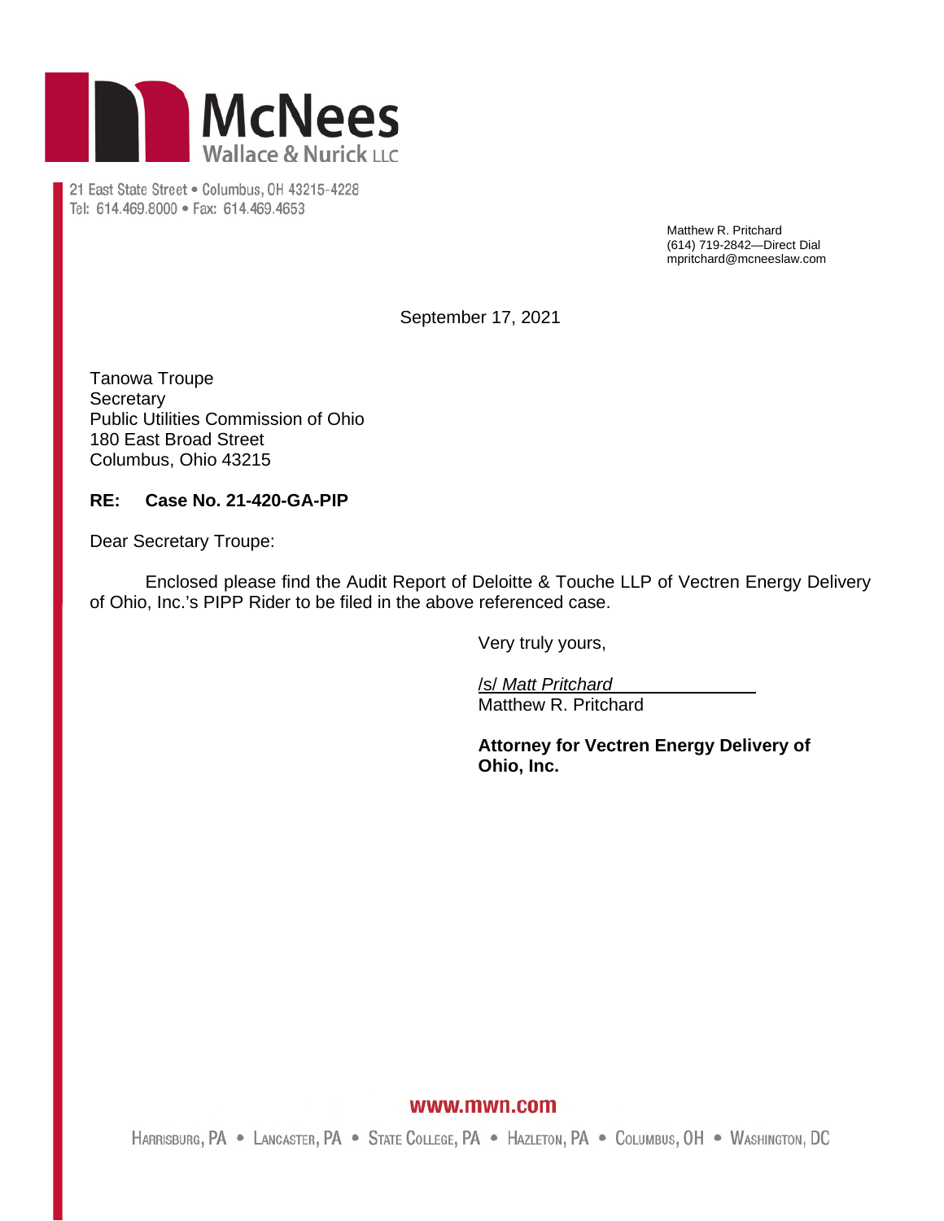# McNees Wallace & Nurick LLC

21 East State Street • Columbus, OH 43215-4228
Tel: 614.469.8000 • Fax: 614.469.4653

Matthew R. Pritchard
(614) 719-2842—Direct Dial
mpritchard@mcneeslaw.com

September 17, 2021

Tanowa Troupe
Secretary
Public Utilities Commission of Ohio
180 East Broad Street
Columbus, Ohio 43215

**RE: Case No. 21-420-GA-PIP**

Dear Secretary Troupe:

Enclosed please find the Audit Report of Deloitte & Touche LLP of Vectren Energy Delivery of Ohio, Inc.'s PIPP Rider to be filed in the above referenced case.

Very truly yours,

/s/ *Matt Pritchard*
Matthew R. Pritchard

**Attorney for Vectren Energy Delivery of Ohio, Inc.**

www.mwn.com

Harrisburg, PA • Lancaster, PA • State College, PA • Hazleton, PA • Columbus, OH • Washington, DC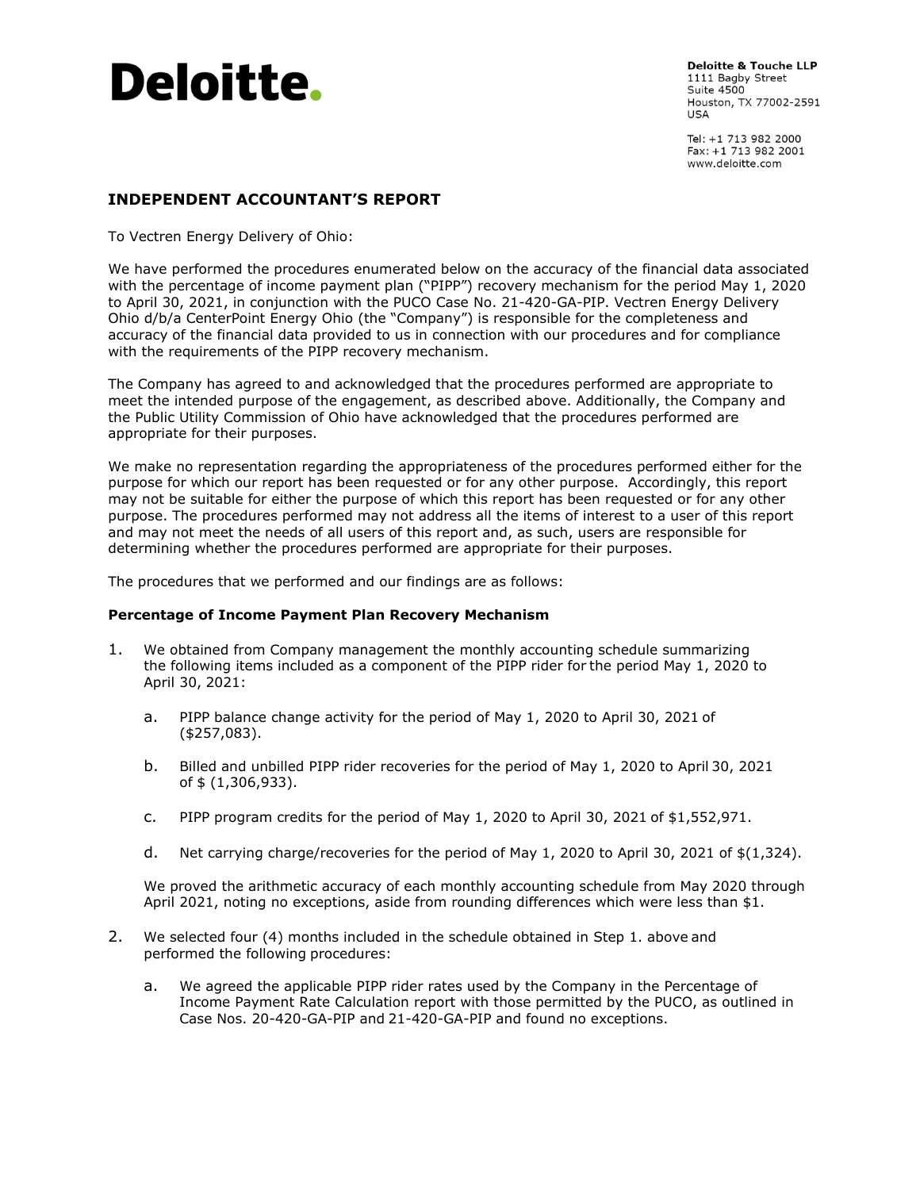**Deloitte.**

**Deloitte & Touche LLP**
1111 Bagby Street
Suite 4500
Houston, TX 77002-2591
USA

Tel: +1 713 982 2000
Fax: +1 713 982 2001
www.deloitte.com

## INDEPENDENT ACCOUNTANT'S REPORT

To Vectren Energy Delivery of Ohio:

We have performed the procedures enumerated below on the accuracy of the financial data associated with the percentage of income payment plan ("PIPP") recovery mechanism for the period May 1, 2020 to April 30, 2021, in conjunction with the PUCO Case No. 21-420-GA-PIP. Vectren Energy Delivery Ohio d/b/a CenterPoint Energy Ohio (the "Company") is responsible for the completeness and accuracy of the financial data provided to us in connection with our procedures and for compliance with the requirements of the PIPP recovery mechanism.

The Company has agreed to and acknowledged that the procedures performed are appropriate to meet the intended purpose of the engagement, as described above. Additionally, the Company and the Public Utility Commission of Ohio have acknowledged that the procedures performed are appropriate for their purposes.

We make no representation regarding the appropriateness of the procedures performed either for the purpose for which our report has been requested or for any other purpose. Accordingly, this report may not be suitable for either the purpose of which this report has been requested or for any other purpose. The procedures performed may not address all the items of interest to a user of this report and may not meet the needs of all users of this report and, as such, users are responsible for determining whether the procedures performed are appropriate for their purposes.

The procedures that we performed and our findings are as follows:

### Percentage of Income Payment Plan Recovery Mechanism

1. We obtained from Company management the monthly accounting schedule summarizing the following items included as a component of the PIPP rider for the period May 1, 2020 to April 30, 2021:

   a. PIPP balance change activity for the period of May 1, 2020 to April 30, 2021 of ($257,083).

   b. Billed and unbilled PIPP rider recoveries for the period of May 1, 2020 to April 30, 2021 of $ (1,306,933).

   c. PIPP program credits for the period of May 1, 2020 to April 30, 2021 of $1,552,971.

   d. Net carrying charge/recoveries for the period of May 1, 2020 to April 30, 2021 of $(1,324).

   We proved the arithmetic accuracy of each monthly accounting schedule from May 2020 through April 2021, noting no exceptions, aside from rounding differences which were less than $1.

2. We selected four (4) months included in the schedule obtained in Step 1. above and performed the following procedures:

   a. We agreed the applicable PIPP rider rates used by the Company in the Percentage of Income Payment Rate Calculation report with those permitted by the PUCO, as outlined in Case Nos. 20-420-GA-PIP and 21-420-GA-PIP and found no exceptions.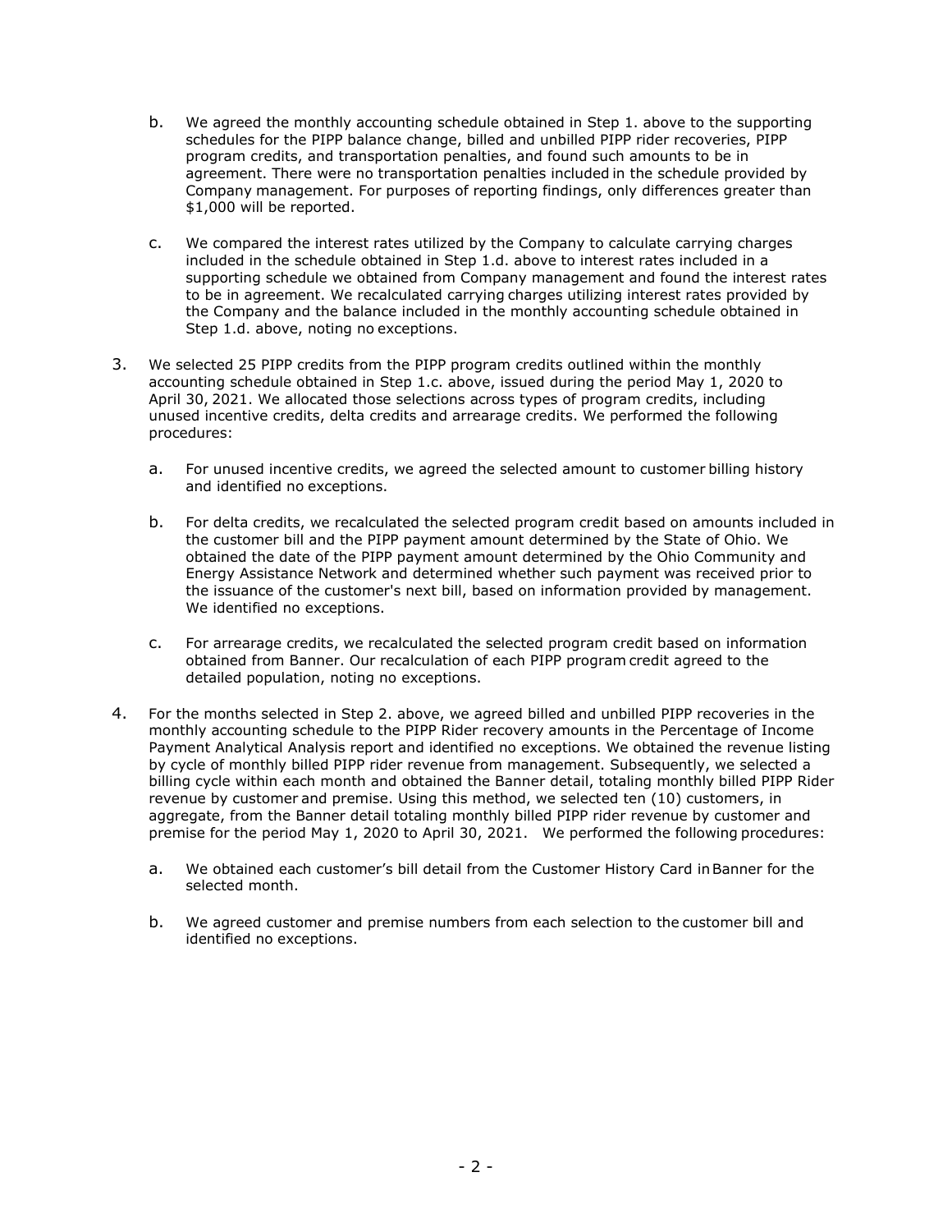b. We agreed the monthly accounting schedule obtained in Step 1. above to the supporting schedules for the PIPP balance change, billed and unbilled PIPP rider recoveries, PIPP program credits, and transportation penalties, and found such amounts to be in agreement. There were no transportation penalties included in the schedule provided by Company management. For purposes of reporting findings, only differences greater than $1,000 will be reported.

c. We compared the interest rates utilized by the Company to calculate carrying charges included in the schedule obtained in Step 1.d. above to interest rates included in a supporting schedule we obtained from Company management and found the interest rates to be in agreement. We recalculated carrying charges utilizing interest rates provided by the Company and the balance included in the monthly accounting schedule obtained in Step 1.d. above, noting no exceptions.

3. We selected 25 PIPP credits from the PIPP program credits outlined within the monthly accounting schedule obtained in Step 1.c. above, issued during the period May 1, 2020 to April 30, 2021. We allocated those selections across types of program credits, including unused incentive credits, delta credits and arrearage credits. We performed the following procedures:

   a. For unused incentive credits, we agreed the selected amount to customer billing history and identified no exceptions.

   b. For delta credits, we recalculated the selected program credit based on amounts included in the customer bill and the PIPP payment amount determined by the State of Ohio. We obtained the date of the PIPP payment amount determined by the Ohio Community and Energy Assistance Network and determined whether such payment was received prior to the issuance of the customer's next bill, based on information provided by management. We identified no exceptions.

   c. For arrearage credits, we recalculated the selected program credit based on information obtained from Banner. Our recalculation of each PIPP program credit agreed to the detailed population, noting no exceptions.

4. For the months selected in Step 2. above, we agreed billed and unbilled PIPP recoveries in the monthly accounting schedule to the PIPP Rider recovery amounts in the Percentage of Income Payment Analytical Analysis report and identified no exceptions. We obtained the revenue listing by cycle of monthly billed PIPP rider revenue from management. Subsequently, we selected a billing cycle within each month and obtained the Banner detail, totaling monthly billed PIPP Rider revenue by customer and premise. Using this method, we selected ten (10) customers, in aggregate, from the Banner detail totaling monthly billed PIPP rider revenue by customer and premise for the period May 1, 2020 to April 30, 2021. We performed the following procedures:

   a. We obtained each customer's bill detail from the Customer History Card in Banner for the selected month.

   b. We agreed customer and premise numbers from each selection to the customer bill and identified no exceptions.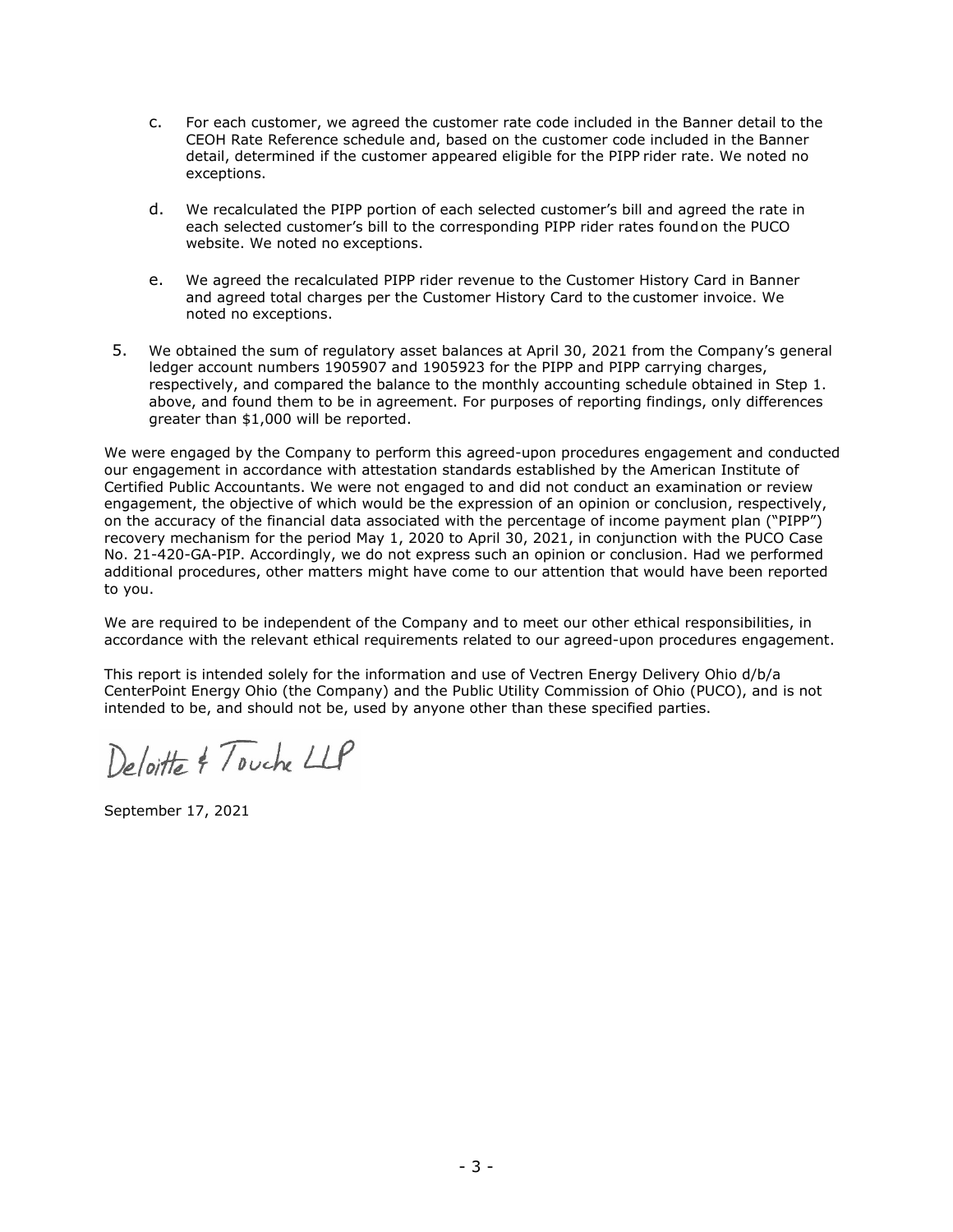c. For each customer, we agreed the customer rate code included in the Banner detail to the CEOH Rate Reference schedule and, based on the customer code included in the Banner detail, determined if the customer appeared eligible for the PIPP rider rate. We noted no exceptions.

d. We recalculated the PIPP portion of each selected customer's bill and agreed the rate in each selected customer's bill to the corresponding PIPP rider rates found on the PUCO website. We noted no exceptions.

e. We agreed the recalculated PIPP rider revenue to the Customer History Card in Banner and agreed total charges per the Customer History Card to the customer invoice. We noted no exceptions.

5. We obtained the sum of regulatory asset balances at April 30, 2021 from the Company's general ledger account numbers 1905907 and 1905923 for the PIPP and PIPP carrying charges, respectively, and compared the balance to the monthly accounting schedule obtained in Step 1. above, and found them to be in agreement. For purposes of reporting findings, only differences greater than $1,000 will be reported.

We were engaged by the Company to perform this agreed-upon procedures engagement and conducted our engagement in accordance with attestation standards established by the American Institute of Certified Public Accountants. We were not engaged to and did not conduct an examination or review engagement, the objective of which would be the expression of an opinion or conclusion, respectively, on the accuracy of the financial data associated with the percentage of income payment plan ("PIPP") recovery mechanism for the period May 1, 2020 to April 30, 2021, in conjunction with the PUCO Case No. 21-420-GA-PIP. Accordingly, we do not express such an opinion or conclusion. Had we performed additional procedures, other matters might have come to our attention that would have been reported to you.

We are required to be independent of the Company and to meet our other ethical responsibilities, in accordance with the relevant ethical requirements related to our agreed-upon procedures engagement.

This report is intended solely for the information and use of Vectren Energy Delivery Ohio d/b/a CenterPoint Energy Ohio (the Company) and the Public Utility Commission of Ohio (PUCO), and is not intended to be, and should not be, used by anyone other than these specified parties.

Deloitte & Touche LLP

September 17, 2021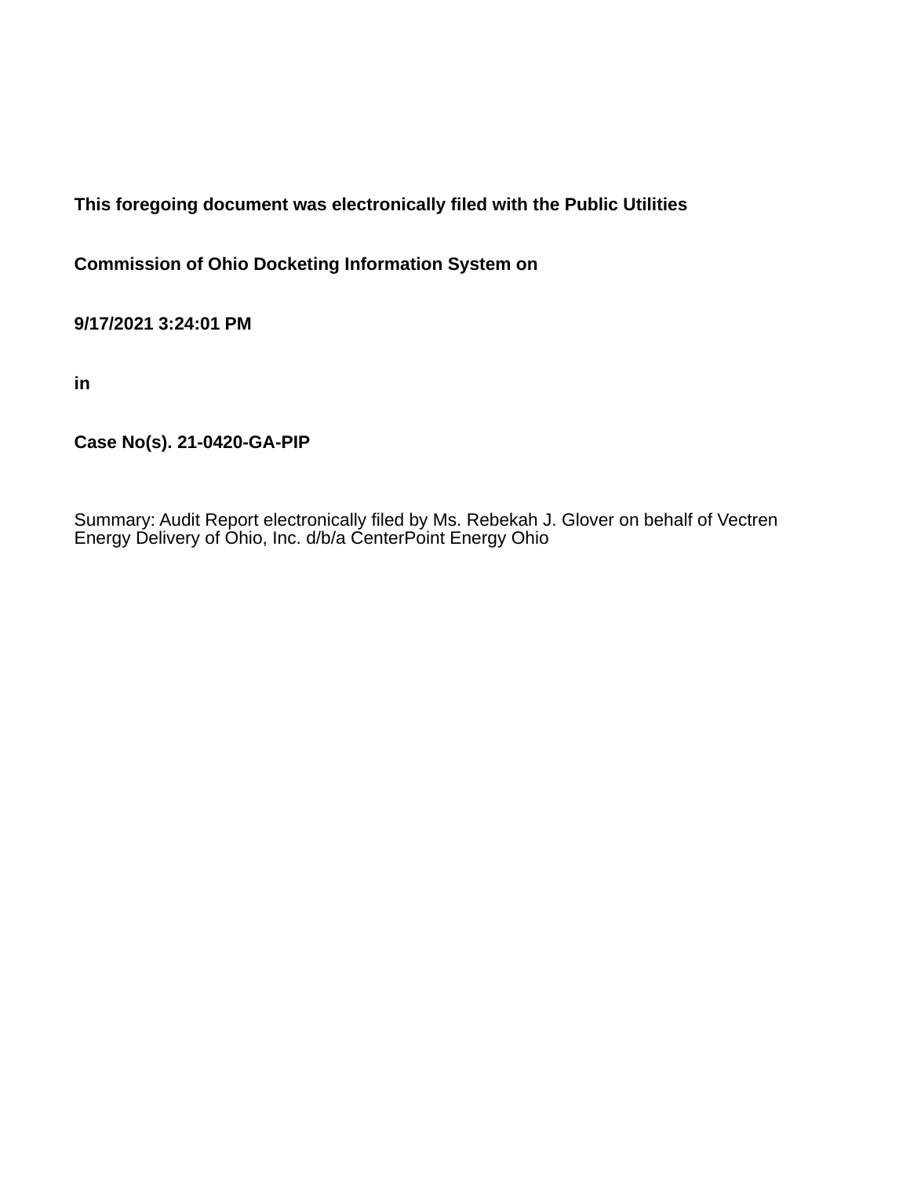**This foregoing document was electronically filed with the Public Utilities**

**Commission of Ohio Docketing Information System on**

**9/17/2021 3:24:01 PM**

**in**

**Case No(s). 21-0420-GA-PIP**

Summary: Audit Report electronically filed by Ms. Rebekah J. Glover on behalf of Vectren Energy Delivery of Ohio, Inc. d/b/a CenterPoint Energy Ohio